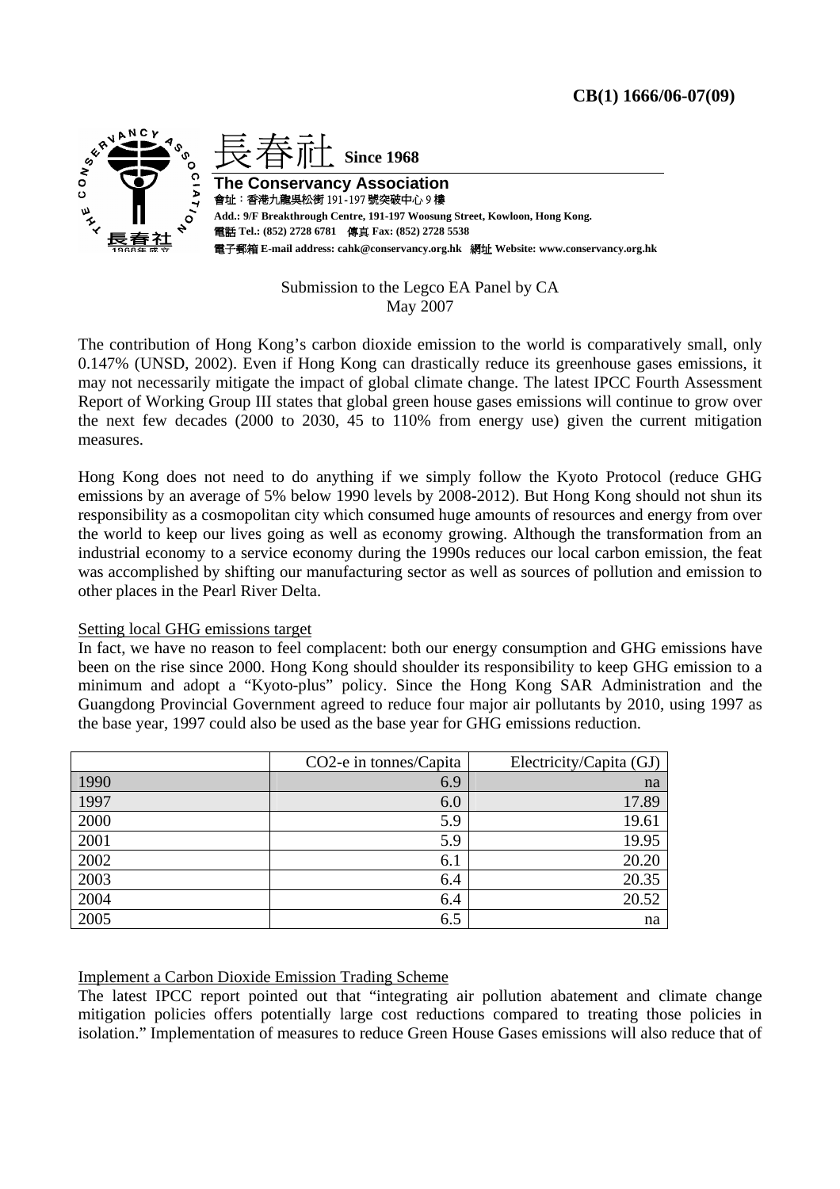**CB(1) 1666/06-07(09)**

長春社 **Since 1968**

**The Conservancy Association**
會址：香港九龍吳松街 191-197 號突破中心 9 樓
**Add.: 9/F Breakthrough Centre, 191-197 Woosung Street, Kowloon, Hong Kong.**
電話 **Tel.: (852) 2728 6781** 傳真 **Fax: (852) 2728 5538**
電子郵箱 **E-mail address: cahk@conservancy.org.hk** 網址 **Website: www.conservancy.org.hk**

Submission to the Legco EA Panel by CA
May 2007

The contribution of Hong Kong's carbon dioxide emission to the world is comparatively small, only 0.147% (UNSD, 2002). Even if Hong Kong can drastically reduce its greenhouse gases emissions, it may not necessarily mitigate the impact of global climate change. The latest IPCC Fourth Assessment Report of Working Group III states that global green house gases emissions will continue to grow over the next few decades (2000 to 2030, 45 to 110% from energy use) given the current mitigation measures.

Hong Kong does not need to do anything if we simply follow the Kyoto Protocol (reduce GHG emissions by an average of 5% below 1990 levels by 2008-2012). But Hong Kong should not shun its responsibility as a cosmopolitan city which consumed huge amounts of resources and energy from over the world to keep our lives going as well as economy growing. Although the transformation from an industrial economy to a service economy during the 1990s reduces our local carbon emission, the feat was accomplished by shifting our manufacturing sector as well as sources of pollution and emission to other places in the Pearl River Delta.

Setting local GHG emissions target

In fact, we have no reason to feel complacent: both our energy consumption and GHG emissions have been on the rise since 2000. Hong Kong should shoulder its responsibility to keep GHG emission to a minimum and adopt a "Kyoto-plus" policy. Since the Hong Kong SAR Administration and the Guangdong Provincial Government agreed to reduce four major air pollutants by 2010, using 1997 as the base year, 1997 could also be used as the base year for GHG emissions reduction.

| | $CO_2$-e in tonnes/Capita | Electricity/Capita (GJ) |
|---|---|---|
| 1990 | 6.9 | na |
| 1997 | 6.0 | 17.89 |
| 2000 | 5.9 | 19.61 |
| 2001 | 5.9 | 19.95 |
| 2002 | 6.1 | 20.20 |
| 2003 | 6.4 | 20.35 |
| 2004 | 6.4 | 20.52 |
| 2005 | 6.5 | na |

Implement a Carbon Dioxide Emission Trading Scheme

The latest IPCC report pointed out that "integrating air pollution abatement and climate change mitigation policies offers potentially large cost reductions compared to treating those policies in isolation." Implementation of measures to reduce Green House Gases emissions will also reduce that of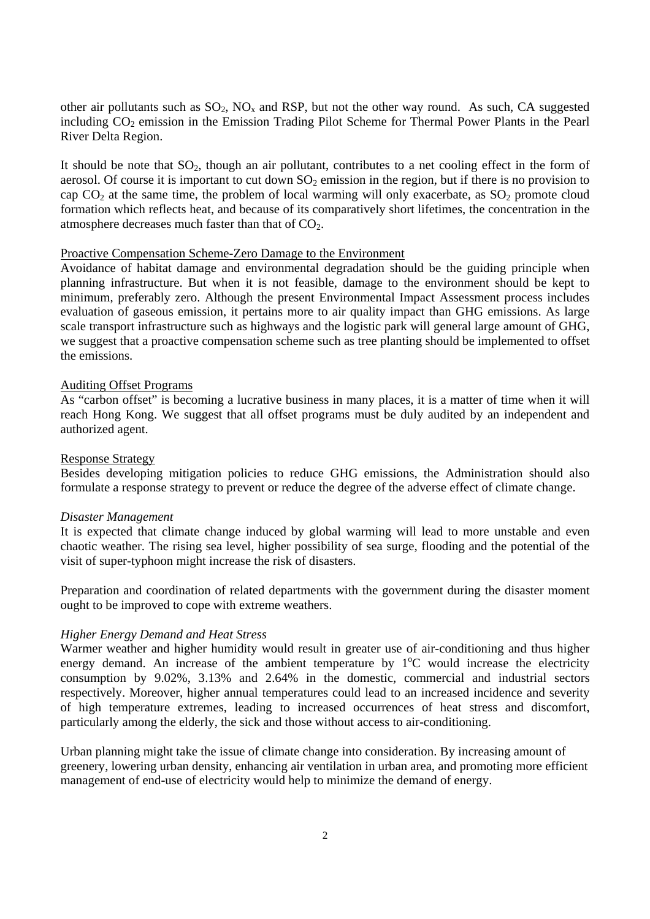other air pollutants such as $SO_2$, $NO_x$ and RSP, but not the other way round. As such, CA suggested including $CO_2$ emission in the Emission Trading Pilot Scheme for Thermal Power Plants in the Pearl River Delta Region.

It should be note that $SO_2$, though an air pollutant, contributes to a net cooling effect in the form of aerosol. Of course it is important to cut down $SO_2$ emission in the region, but if there is no provision to cap $CO_2$ at the same time, the problem of local warming will only exacerbate, as $SO_2$ promote cloud formation which reflects heat, and because of its comparatively short lifetimes, the concentration in the atmosphere decreases much faster than that of $CO_2$.

Proactive Compensation Scheme-Zero Damage to the Environment

Avoidance of habitat damage and environmental degradation should be the guiding principle when planning infrastructure. But when it is not feasible, damage to the environment should be kept to minimum, preferably zero. Although the present Environmental Impact Assessment process includes evaluation of gaseous emission, it pertains more to air quality impact than GHG emissions. As large scale transport infrastructure such as highways and the logistic park will general large amount of GHG, we suggest that a proactive compensation scheme such as tree planting should be implemented to offset the emissions.

Auditing Offset Programs

As "carbon offset" is becoming a lucrative business in many places, it is a matter of time when it will reach Hong Kong. We suggest that all offset programs must be duly audited by an independent and authorized agent.

Response Strategy

Besides developing mitigation policies to reduce GHG emissions, the Administration should also formulate a response strategy to prevent or reduce the degree of the adverse effect of climate change.

*Disaster Management*

It is expected that climate change induced by global warming will lead to more unstable and even chaotic weather. The rising sea level, higher possibility of sea surge, flooding and the potential of the visit of super-typhoon might increase the risk of disasters.

Preparation and coordination of related departments with the government during the disaster moment ought to be improved to cope with extreme weathers.

*Higher Energy Demand and Heat Stress*

Warmer weather and higher humidity would result in greater use of air-conditioning and thus higher energy demand. An increase of the ambient temperature by $1^oC$ would increase the electricity consumption by 9.02%, 3.13% and 2.64% in the domestic, commercial and industrial sectors respectively. Moreover, higher annual temperatures could lead to an increased incidence and severity of high temperature extremes, leading to increased occurrences of heat stress and discomfort, particularly among the elderly, the sick and those without access to air-conditioning.

Urban planning might take the issue of climate change into consideration. By increasing amount of greenery, lowering urban density, enhancing air ventilation in urban area, and promoting more efficient management of end-use of electricity would help to minimize the demand of energy.